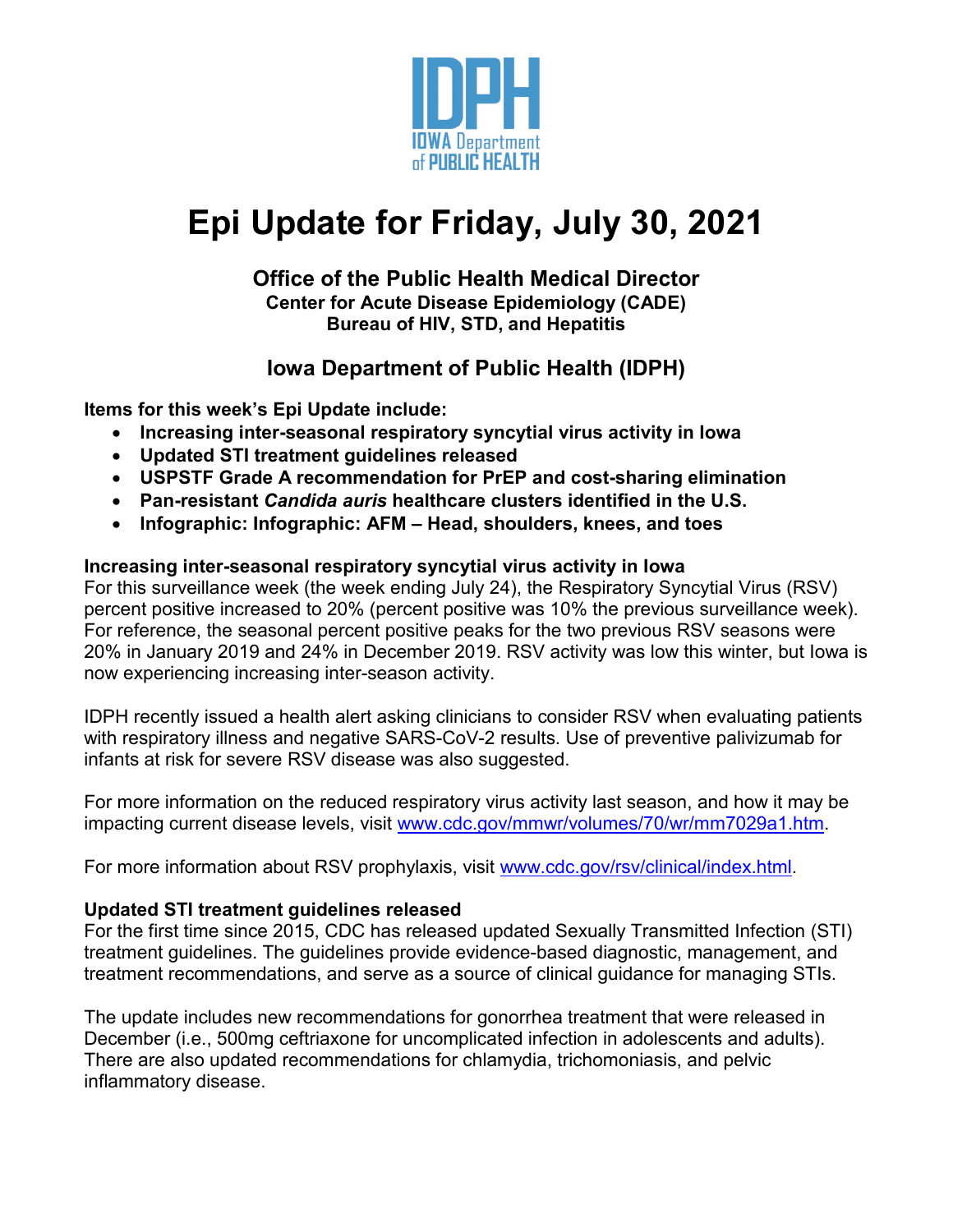# Epi Update for Friday, July 30, 2021

**Office of the Public Health Medical Director**
**Center for Acute Disease Epidemiology (CADE)**
**Bureau of HIV, STD, and Hepatitis**

**Iowa Department of Public Health (IDPH)**

**Items for this week's Epi Update include:**

- **Increasing inter-seasonal respiratory syncytial virus activity in Iowa**
- **Updated STI treatment guidelines released**
- **USPSTF Grade A recommendation for PrEP and cost-sharing elimination**
- **Pan-resistant *Candida auris* healthcare clusters identified in the U.S.**
- **Infographic: Infographic: AFM – Head, shoulders, knees, and toes**

### Increasing inter-seasonal respiratory syncytial virus activity in Iowa

For this surveillance week (the week ending July 24), the Respiratory Syncytial Virus (RSV) percent positive increased to 20% (percent positive was 10% the previous surveillance week). For reference, the seasonal percent positive peaks for the two previous RSV seasons were 20% in January 2019 and 24% in December 2019. RSV activity was low this winter, but Iowa is now experiencing increasing inter-season activity.

IDPH recently issued a health alert asking clinicians to consider RSV when evaluating patients with respiratory illness and negative SARS-CoV-2 results. Use of preventive palivizumab for infants at risk for severe RSV disease was also suggested.

For more information on the reduced respiratory virus activity last season, and how it may be impacting current disease levels, visit www.cdc.gov/mmwr/volumes/70/wr/mm7029a1.htm.

For more information about RSV prophylaxis, visit www.cdc.gov/rsv/clinical/index.html.

### Updated STI treatment guidelines released

For the first time since 2015, CDC has released updated Sexually Transmitted Infection (STI) treatment guidelines. The guidelines provide evidence-based diagnostic, management, and treatment recommendations, and serve as a source of clinical guidance for managing STIs.

The update includes new recommendations for gonorrhea treatment that were released in December (i.e., 500mg ceftriaxone for uncomplicated infection in adolescents and adults). There are also updated recommendations for chlamydia, trichomoniasis, and pelvic inflammatory disease.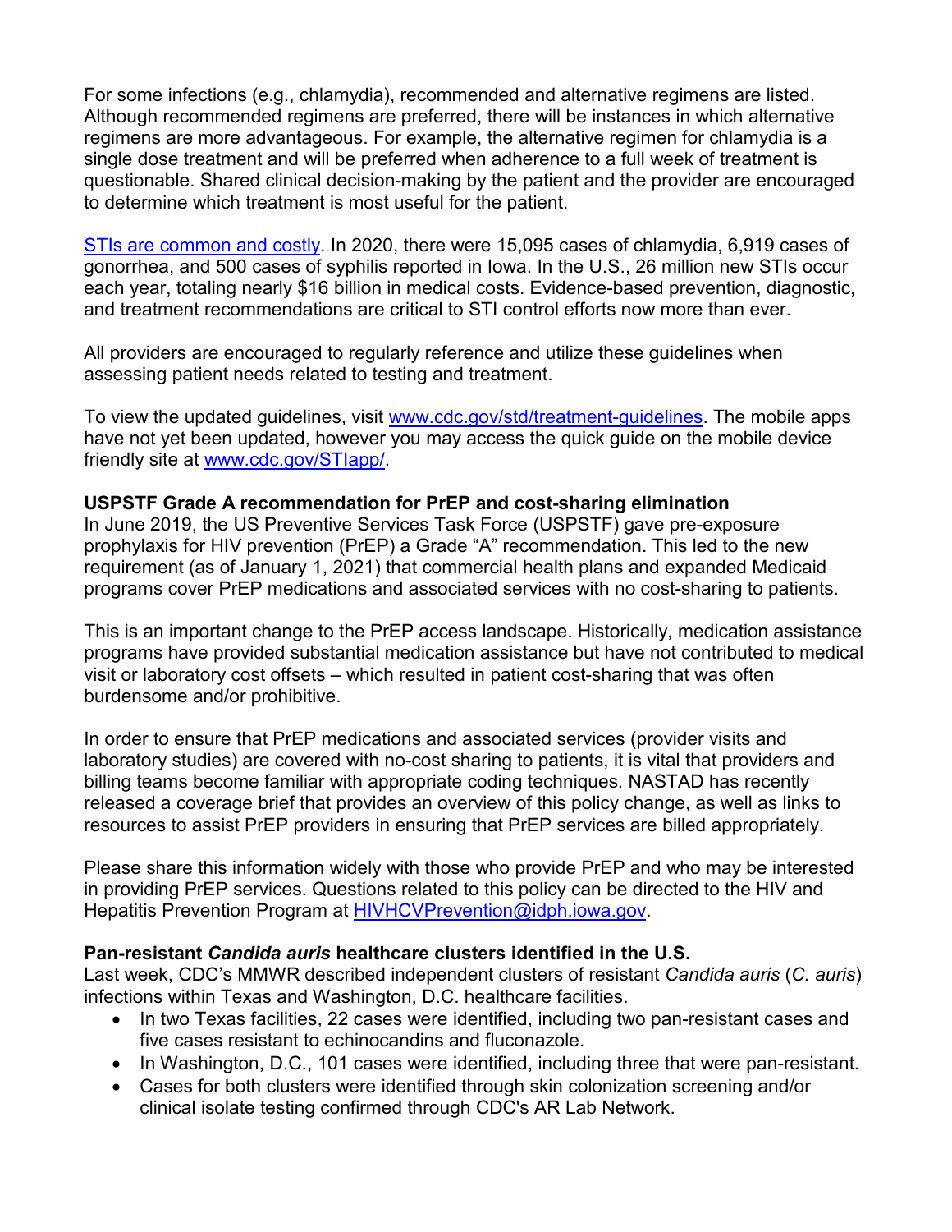For some infections (e.g., chlamydia), recommended and alternative regimens are listed. Although recommended regimens are preferred, there will be instances in which alternative regimens are more advantageous. For example, the alternative regimen for chlamydia is a single dose treatment and will be preferred when adherence to a full week of treatment is questionable. Shared clinical decision-making by the patient and the provider are encouraged to determine which treatment is most useful for the patient.

[STIs are common and costly](#). In 2020, there were 15,095 cases of chlamydia, 6,919 cases of gonorrhea, and 500 cases of syphilis reported in Iowa. In the U.S., 26 million new STIs occur each year, totaling nearly $16 billion in medical costs. Evidence-based prevention, diagnostic, and treatment recommendations are critical to STI control efforts now more than ever.

All providers are encouraged to regularly reference and utilize these guidelines when assessing patient needs related to testing and treatment.

To view the updated guidelines, visit [www.cdc.gov/std/treatment-guidelines](http://www.cdc.gov/std/treatment-guidelines). The mobile apps have not yet been updated, however you may access the quick guide on the mobile device friendly site at [www.cdc.gov/STIapp/](http://www.cdc.gov/STIapp/).

**USPSTF Grade A recommendation for PrEP and cost-sharing elimination**

In June 2019, the US Preventive Services Task Force (USPSTF) gave pre-exposure prophylaxis for HIV prevention (PrEP) a Grade "A" recommendation. This led to the new requirement (as of January 1, 2021) that commercial health plans and expanded Medicaid programs cover PrEP medications and associated services with no cost-sharing to patients.

This is an important change to the PrEP access landscape. Historically, medication assistance programs have provided substantial medication assistance but have not contributed to medical visit or laboratory cost offsets – which resulted in patient cost-sharing that was often burdensome and/or prohibitive.

In order to ensure that PrEP medications and associated services (provider visits and laboratory studies) are covered with no-cost sharing to patients, it is vital that providers and billing teams become familiar with appropriate coding techniques. NASTAD has recently released a coverage brief that provides an overview of this policy change, as well as links to resources to assist PrEP providers in ensuring that PrEP services are billed appropriately.

Please share this information widely with those who provide PrEP and who may be interested in providing PrEP services. Questions related to this policy can be directed to the HIV and Hepatitis Prevention Program at [HIVHCVPrevention@idph.iowa.gov](mailto:HIVHCVPrevention@idph.iowa.gov).

**Pan-resistant *Candida auris* healthcare clusters identified in the U.S.**

Last week, CDC's MMWR described independent clusters of resistant *Candida auris* (*C. auris*) infections within Texas and Washington, D.C. healthcare facilities.

- In two Texas facilities, 22 cases were identified, including two pan-resistant cases and five cases resistant to echinocandins and fluconazole.
- In Washington, D.C., 101 cases were identified, including three that were pan-resistant.
- Cases for both clusters were identified through skin colonization screening and/or clinical isolate testing confirmed through CDC's AR Lab Network.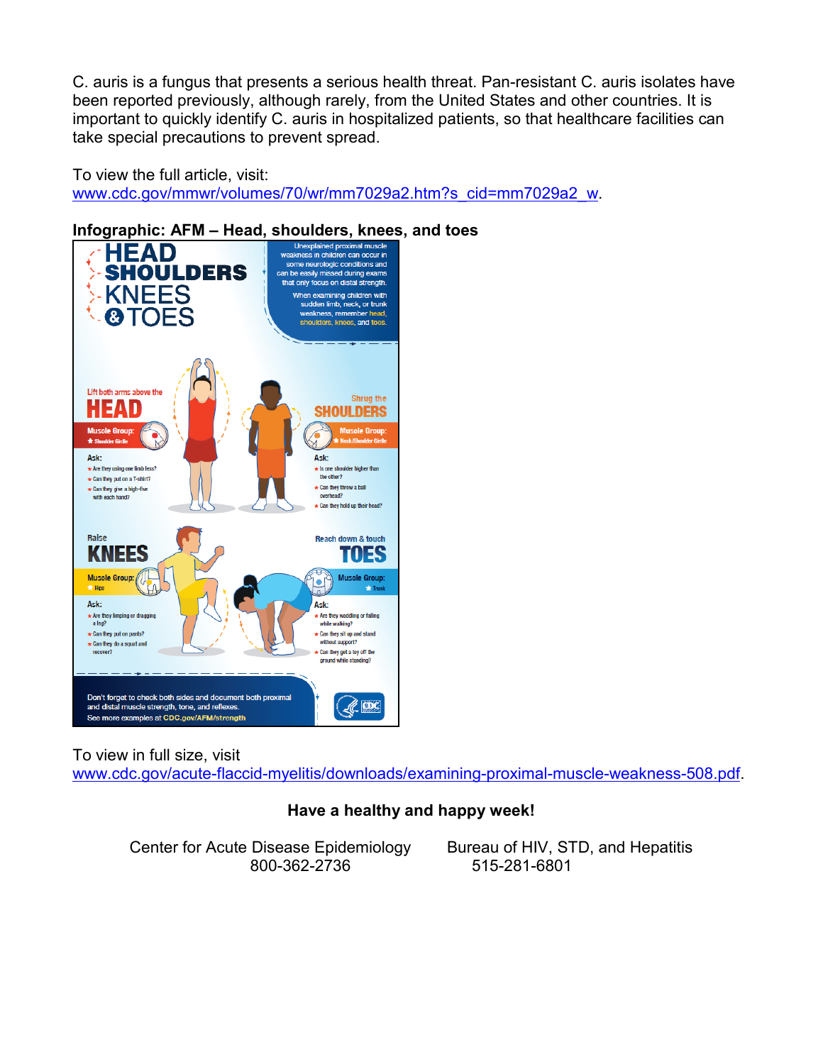C. auris is a fungus that presents a serious health threat. Pan-resistant C. auris isolates have been reported previously, although rarely, from the United States and other countries. It is important to quickly identify C. auris in hospitalized patients, so that healthcare facilities can take special precautions to prevent spread.

To view the full article, visit: www.cdc.gov/mmwr/volumes/70/wr/mm7029a2.htm?s_cid=mm7029a2_w.

**Infographic: AFM – Head, shoulders, knees, and toes**

HEAD SHOULDERS KNEES & TOES

Unexplained proximal muscle weakness in children can occur in some neurologic conditions and can be easily missed during exams that only focus on distal strength.

When examining children with sudden limb, neck, or trunk weakness, remember head, shoulders, knees, and toes.

Lift both arms above the HEAD

Muscle Group: Shoulder Girdle

Ask:
- Are they using one limb less?
- Can they put on a T-shirt?
- Can they give a high-five with each hand?

Shrug the SHOULDERS

Muscle Group: Neck/Shoulder Girdle

Ask:
- Is one shoulder higher than the other?
- Can they throw a ball overhead?
- Can they hold up their head?

Raise KNEES

Muscle Group: Hips

Ask:
- Are they limping or dragging a leg?
- Can they put on pants?
- Can they do a squat and recover?

Reach down & touch TOES

Muscle Group: Trunk

Ask:
- Are they waddling or falling while walking?
- Can they sit up and stand without support?
- Can they get a toy off the ground while standing?

Don't forget to check both sides and document both proximal and distal muscle strength, tone, and reflexes.
See more examples at CDC.gov/AFM/strength

To view in full size, visit www.cdc.gov/acute-flaccid-myelitis/downloads/examining-proximal-muscle-weakness-508.pdf.

**Have a healthy and happy week!**

Center for Acute Disease Epidemiology
800-362-2736

Bureau of HIV, STD, and Hepatitis
515-281-6801